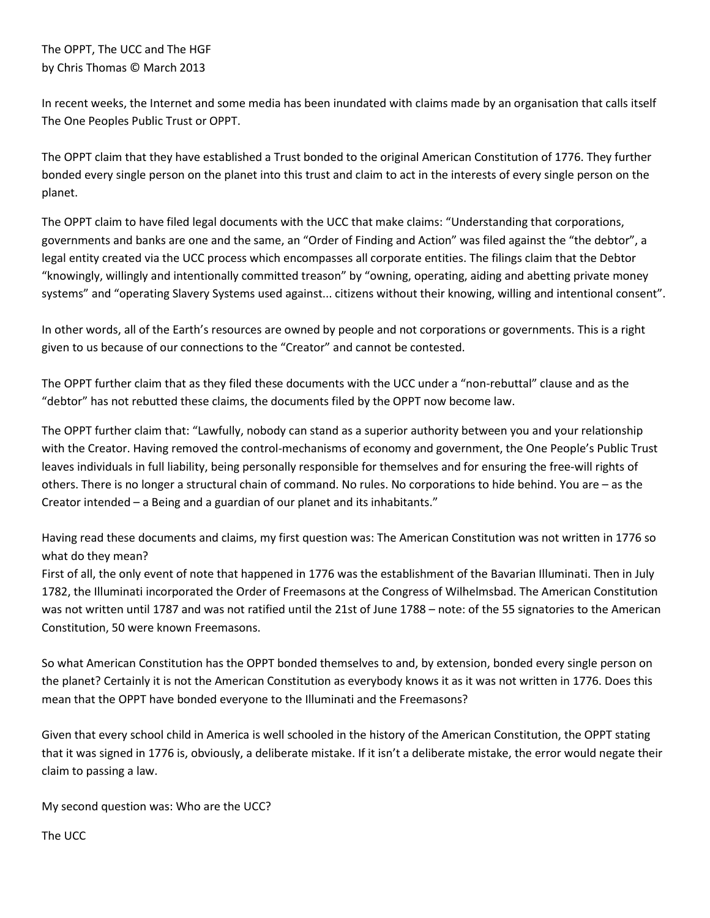The OPPT, The UCC and The HGF
by Chris Thomas © March 2013

In recent weeks, the Internet and some media has been inundated with claims made by an organisation that calls itself The One Peoples Public Trust or OPPT.

The OPPT claim that they have established a Trust bonded to the original American Constitution of 1776. They further bonded every single person on the planet into this trust and claim to act in the interests of every single person on the planet.

The OPPT claim to have filed legal documents with the UCC that make claims: "Understanding that corporations, governments and banks are one and the same, an "Order of Finding and Action" was filed against the "the debtor", a legal entity created via the UCC process which encompasses all corporate entities. The filings claim that the Debtor "knowingly, willingly and intentionally committed treason" by "owning, operating, aiding and abetting private money systems" and "operating Slavery Systems used against... citizens without their knowing, willing and intentional consent".

In other words, all of the Earth's resources are owned by people and not corporations or governments. This is a right given to us because of our connections to the "Creator" and cannot be contested.

The OPPT further claim that as they filed these documents with the UCC under a "non-rebuttal" clause and as the "debtor" has not rebutted these claims, the documents filed by the OPPT now become law.

The OPPT further claim that: "Lawfully, nobody can stand as a superior authority between you and your relationship with the Creator. Having removed the control-mechanisms of economy and government, the One People's Public Trust leaves individuals in full liability, being personally responsible for themselves and for ensuring the free-will rights of others. There is no longer a structural chain of command. No rules. No corporations to hide behind. You are – as the Creator intended – a Being and a guardian of our planet and its inhabitants."

Having read these documents and claims, my first question was: The American Constitution was not written in 1776 so what do they mean?
First of all, the only event of note that happened in 1776 was the establishment of the Bavarian Illuminati. Then in July 1782, the Illuminati incorporated the Order of Freemasons at the Congress of Wilhelmsbad. The American Constitution was not written until 1787 and was not ratified until the 21st of June 1788 – note: of the 55 signatories to the American Constitution, 50 were known Freemasons.

So what American Constitution has the OPPT bonded themselves to and, by extension, bonded every single person on the planet? Certainly it is not the American Constitution as everybody knows it as it was not written in 1776. Does this mean that the OPPT have bonded everyone to the Illuminati and the Freemasons?

Given that every school child in America is well schooled in the history of the American Constitution, the OPPT stating that it was signed in 1776 is, obviously, a deliberate mistake. If it isn't a deliberate mistake, the error would negate their claim to passing a law.

My second question was: Who are the UCC?

The UCC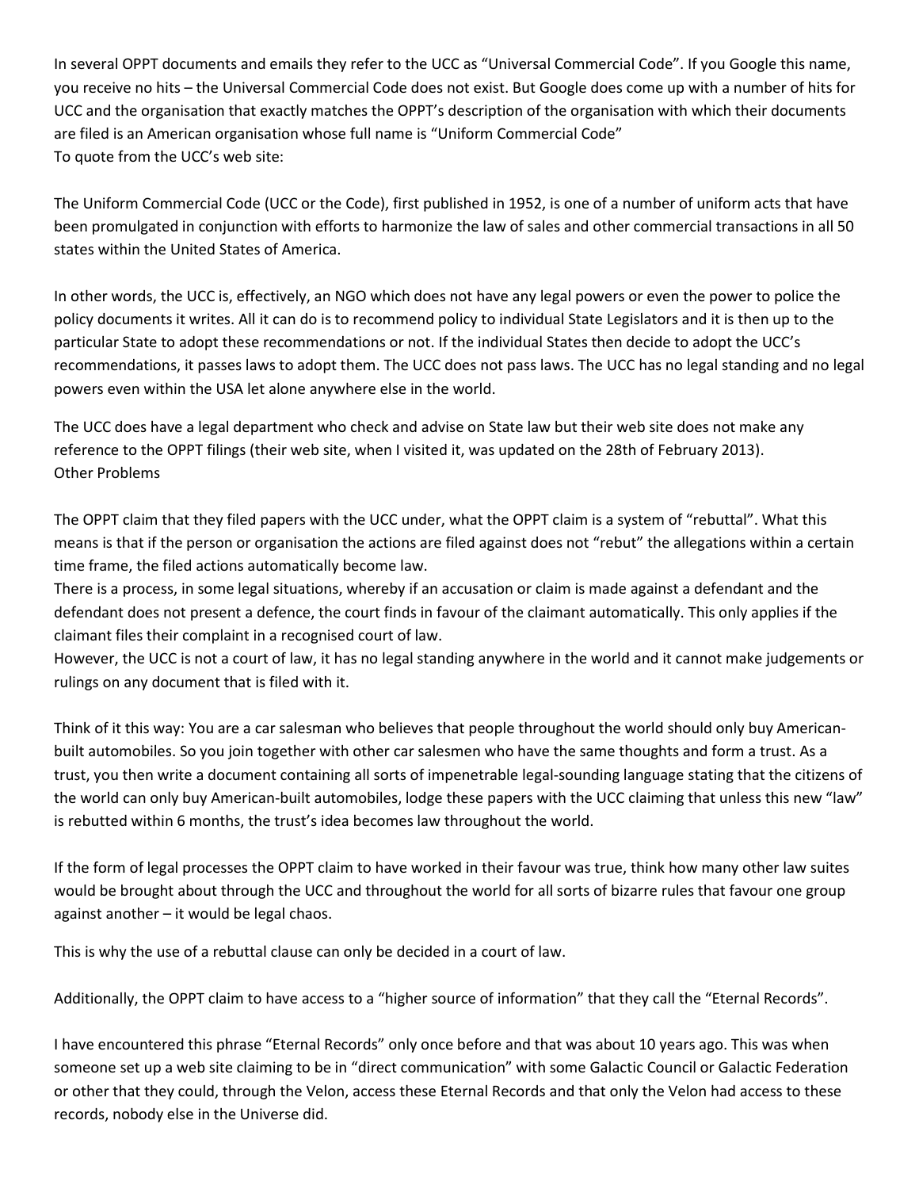In several OPPT documents and emails they refer to the UCC as "Universal Commercial Code". If you Google this name, you receive no hits – the Universal Commercial Code does not exist. But Google does come up with a number of hits for UCC and the organisation that exactly matches the OPPT's description of the organisation with which their documents are filed is an American organisation whose full name is "Uniform Commercial Code"
To quote from the UCC's web site:

The Uniform Commercial Code (UCC or the Code), first published in 1952, is one of a number of uniform acts that have been promulgated in conjunction with efforts to harmonize the law of sales and other commercial transactions in all 50 states within the United States of America.

In other words, the UCC is, effectively, an NGO which does not have any legal powers or even the power to police the policy documents it writes. All it can do is to recommend policy to individual State Legislators and it is then up to the particular State to adopt these recommendations or not. If the individual States then decide to adopt the UCC's recommendations, it passes laws to adopt them. The UCC does not pass laws. The UCC has no legal standing and no legal powers even within the USA let alone anywhere else in the world.

The UCC does have a legal department who check and advise on State law but their web site does not make any reference to the OPPT filings (their web site, when I visited it, was updated on the 28th of February 2013).

## Other Problems

The OPPT claim that they filed papers with the UCC under, what the OPPT claim is a system of "rebuttal". What this means is that if the person or organisation the actions are filed against does not "rebut" the allegations within a certain time frame, the filed actions automatically become law.
There is a process, in some legal situations, whereby if an accusation or claim is made against a defendant and the defendant does not present a defence, the court finds in favour of the claimant automatically. This only applies if the claimant files their complaint in a recognised court of law.
However, the UCC is not a court of law, it has no legal standing anywhere in the world and it cannot make judgements or rulings on any document that is filed with it.

Think of it this way: You are a car salesman who believes that people throughout the world should only buy American-built automobiles. So you join together with other car salesmen who have the same thoughts and form a trust. As a trust, you then write a document containing all sorts of impenetrable legal-sounding language stating that the citizens of the world can only buy American-built automobiles, lodge these papers with the UCC claiming that unless this new "law" is rebutted within 6 months, the trust's idea becomes law throughout the world.

If the form of legal processes the OPPT claim to have worked in their favour was true, think how many other law suites would be brought about through the UCC and throughout the world for all sorts of bizarre rules that favour one group against another – it would be legal chaos.

This is why the use of a rebuttal clause can only be decided in a court of law.

Additionally, the OPPT claim to have access to a "higher source of information" that they call the "Eternal Records".

I have encountered this phrase "Eternal Records" only once before and that was about 10 years ago. This was when someone set up a web site claiming to be in "direct communication" with some Galactic Council or Galactic Federation or other that they could, through the Velon, access these Eternal Records and that only the Velon had access to these records, nobody else in the Universe did.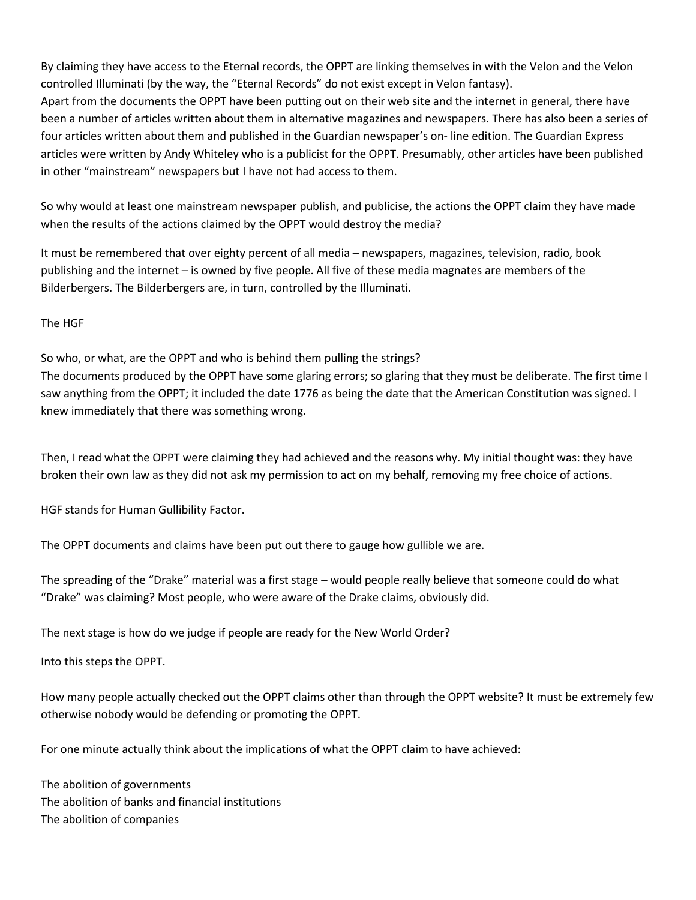By claiming they have access to the Eternal records, the OPPT are linking themselves in with the Velon and the Velon controlled Illuminati (by the way, the "Eternal Records" do not exist except in Velon fantasy).
Apart from the documents the OPPT have been putting out on their web site and the internet in general, there have been a number of articles written about them in alternative magazines and newspapers. There has also been a series of four articles written about them and published in the Guardian newspaper's on- line edition. The Guardian Express articles were written by Andy Whiteley who is a publicist for the OPPT. Presumably, other articles have been published in other "mainstream" newspapers but I have not had access to them.

So why would at least one mainstream newspaper publish, and publicise, the actions the OPPT claim they have made when the results of the actions claimed by the OPPT would destroy the media?

It must be remembered that over eighty percent of all media – newspapers, magazines, television, radio, book publishing and the internet – is owned by five people. All five of these media magnates are members of the Bilderbergers. The Bilderbergers are, in turn, controlled by the Illuminati.

## The HGF

So who, or what, are the OPPT and who is behind them pulling the strings?
The documents produced by the OPPT have some glaring errors; so glaring that they must be deliberate. The first time I saw anything from the OPPT; it included the date 1776 as being the date that the American Constitution was signed. I knew immediately that there was something wrong.

Then, I read what the OPPT were claiming they had achieved and the reasons why. My initial thought was: they have broken their own law as they did not ask my permission to act on my behalf, removing my free choice of actions.

HGF stands for Human Gullibility Factor.

The OPPT documents and claims have been put out there to gauge how gullible we are.

The spreading of the "Drake" material was a first stage – would people really believe that someone could do what "Drake" was claiming? Most people, who were aware of the Drake claims, obviously did.

The next stage is how do we judge if people are ready for the New World Order?

Into this steps the OPPT.

How many people actually checked out the OPPT claims other than through the OPPT website? It must be extremely few otherwise nobody would be defending or promoting the OPPT.

For one minute actually think about the implications of what the OPPT claim to have achieved:

The abolition of governments
The abolition of banks and financial institutions
The abolition of companies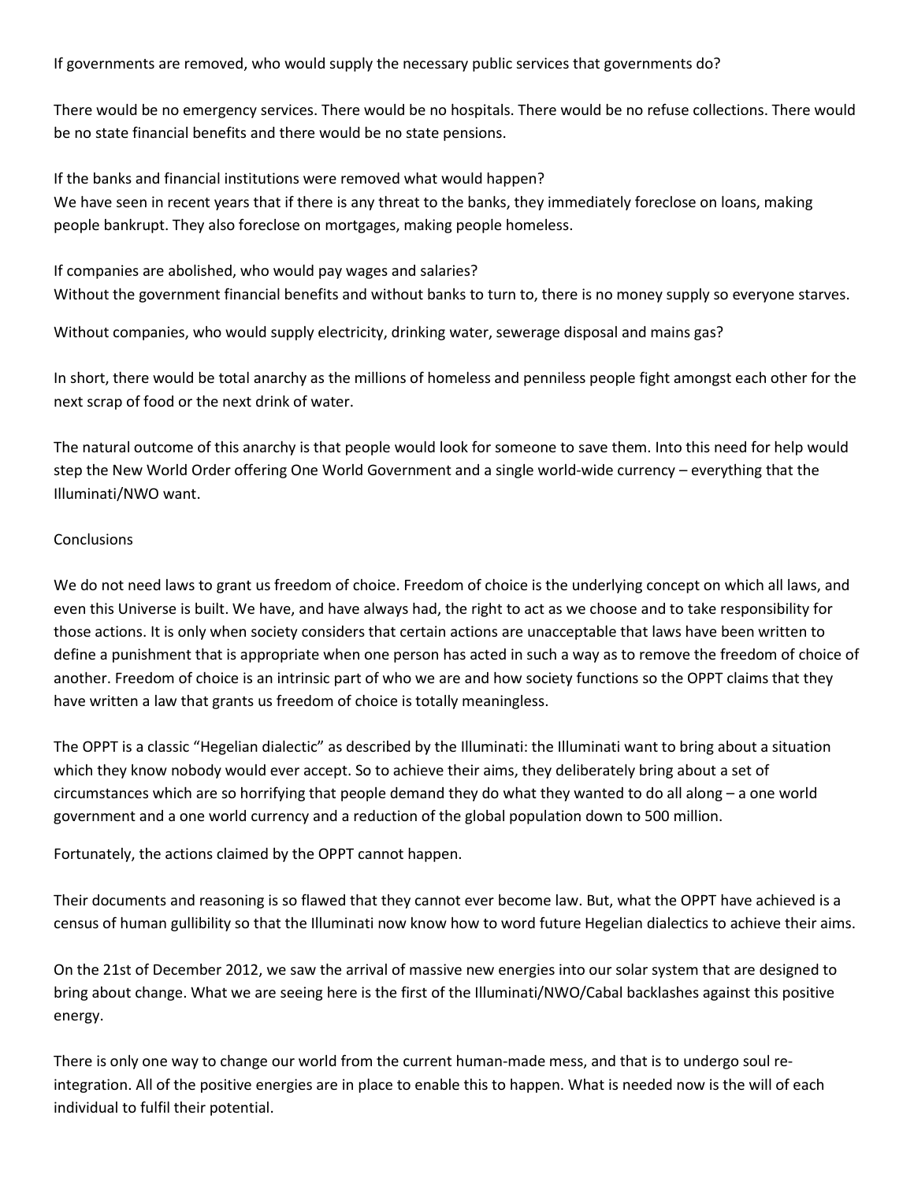If governments are removed, who would supply the necessary public services that governments do?

There would be no emergency services. There would be no hospitals. There would be no refuse collections. There would be no state financial benefits and there would be no state pensions.

If the banks and financial institutions were removed what would happen?
We have seen in recent years that if there is any threat to the banks, they immediately foreclose on loans, making people bankrupt. They also foreclose on mortgages, making people homeless.

If companies are abolished, who would pay wages and salaries?
Without the government financial benefits and without banks to turn to, there is no money supply so everyone starves.

Without companies, who would supply electricity, drinking water, sewerage disposal and mains gas?

In short, there would be total anarchy as the millions of homeless and penniless people fight amongst each other for the next scrap of food or the next drink of water.

The natural outcome of this anarchy is that people would look for someone to save them. Into this need for help would step the New World Order offering One World Government and a single world-wide currency – everything that the Illuminati/NWO want.

## Conclusions

We do not need laws to grant us freedom of choice. Freedom of choice is the underlying concept on which all laws, and even this Universe is built. We have, and have always had, the right to act as we choose and to take responsibility for those actions. It is only when society considers that certain actions are unacceptable that laws have been written to define a punishment that is appropriate when one person has acted in such a way as to remove the freedom of choice of another. Freedom of choice is an intrinsic part of who we are and how society functions so the OPPT claims that they have written a law that grants us freedom of choice is totally meaningless.

The OPPT is a classic "Hegelian dialectic" as described by the Illuminati: the Illuminati want to bring about a situation which they know nobody would ever accept. So to achieve their aims, they deliberately bring about a set of circumstances which are so horrifying that people demand they do what they wanted to do all along – a one world government and a one world currency and a reduction of the global population down to 500 million.

Fortunately, the actions claimed by the OPPT cannot happen.

Their documents and reasoning is so flawed that they cannot ever become law. But, what the OPPT have achieved is a census of human gullibility so that the Illuminati now know how to word future Hegelian dialectics to achieve their aims.

On the 21st of December 2012, we saw the arrival of massive new energies into our solar system that are designed to bring about change. What we are seeing here is the first of the Illuminati/NWO/Cabal backlashes against this positive energy.

There is only one way to change our world from the current human-made mess, and that is to undergo soul re-integration. All of the positive energies are in place to enable this to happen. What is needed now is the will of each individual to fulfil their potential.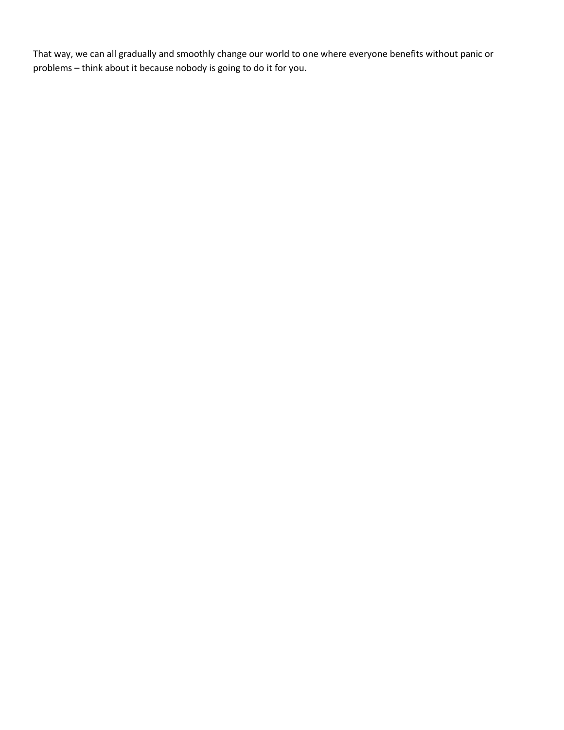That way, we can all gradually and smoothly change our world to one where everyone benefits without panic or problems – think about it because nobody is going to do it for you.